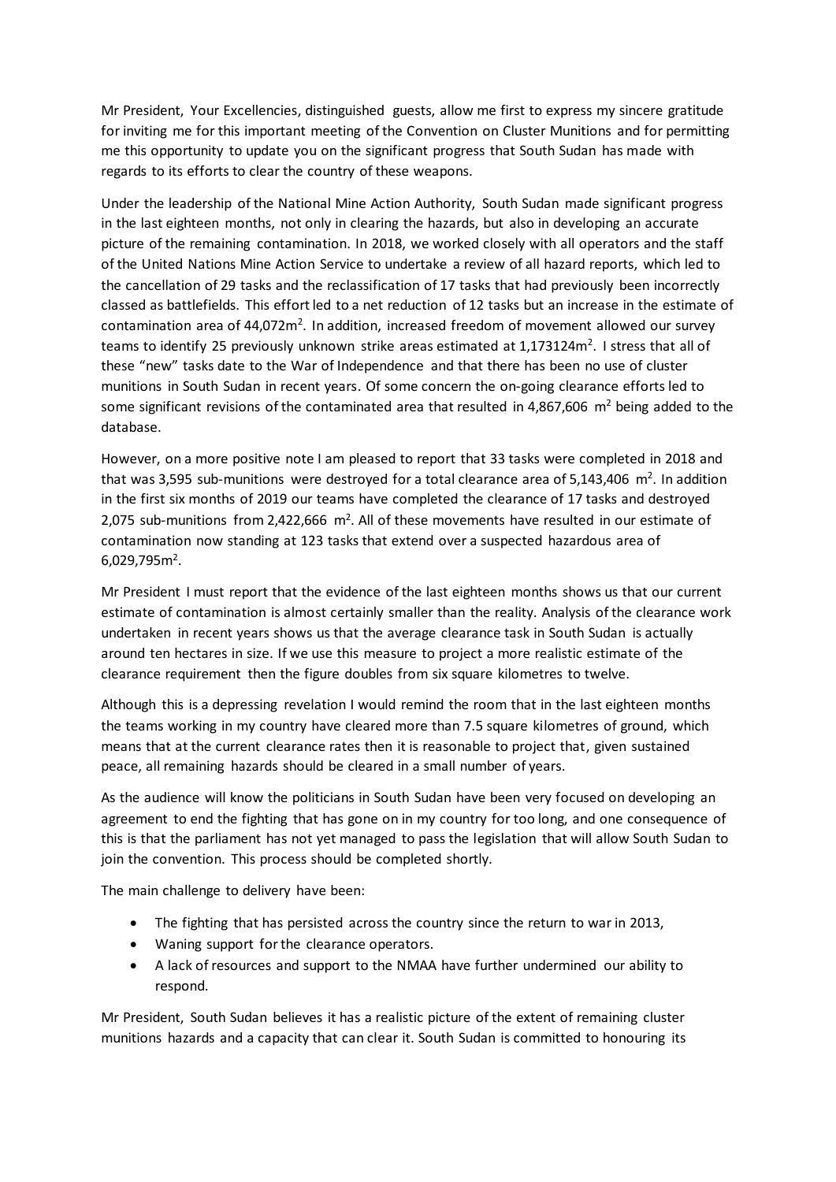Mr President, Your Excellencies, distinguished guests, allow me first to express my sincere gratitude for inviting me for this important meeting of the Convention on Cluster Munitions and for permitting me this opportunity to update you on the significant progress that South Sudan has made with regards to its efforts to clear the country of these weapons.

Under the leadership of the National Mine Action Authority, South Sudan made significant progress in the last eighteen months, not only in clearing the hazards, but also in developing an accurate picture of the remaining contamination. In 2018, we worked closely with all operators and the staff of the United Nations Mine Action Service to undertake a review of all hazard reports, which led to the cancellation of 29 tasks and the reclassification of 17 tasks that had previously been incorrectly classed as battlefields. This effort led to a net reduction of 12 tasks but an increase in the estimate of contamination area of 44,072m$^2$. In addition, increased freedom of movement allowed our survey teams to identify 25 previously unknown strike areas estimated at 1,173124m$^2$. I stress that all of these "new" tasks date to the War of Independence and that there has been no use of cluster munitions in South Sudan in recent years. Of some concern the on-going clearance efforts led to some significant revisions of the contaminated area that resulted in 4,867,606 m$^2$ being added to the database.

However, on a more positive note I am pleased to report that 33 tasks were completed in 2018 and that was 3,595 sub-munitions were destroyed for a total clearance area of 5,143,406 m$^2$. In addition in the first six months of 2019 our teams have completed the clearance of 17 tasks and destroyed 2,075 sub-munitions from 2,422,666 m$^2$. All of these movements have resulted in our estimate of contamination now standing at 123 tasks that extend over a suspected hazardous area of 6,029,795m$^2$.

Mr President I must report that the evidence of the last eighteen months shows us that our current estimate of contamination is almost certainly smaller than the reality. Analysis of the clearance work undertaken in recent years shows us that the average clearance task in South Sudan is actually around ten hectares in size. If we use this measure to project a more realistic estimate of the clearance requirement then the figure doubles from six square kilometres to twelve.

Although this is a depressing revelation I would remind the room that in the last eighteen months the teams working in my country have cleared more than 7.5 square kilometres of ground, which means that at the current clearance rates then it is reasonable to project that, given sustained peace, all remaining hazards should be cleared in a small number of years.

As the audience will know the politicians in South Sudan have been very focused on developing an agreement to end the fighting that has gone on in my country for too long, and one consequence of this is that the parliament has not yet managed to pass the legislation that will allow South Sudan to join the convention. This process should be completed shortly.

The main challenge to delivery have been:

- The fighting that has persisted across the country since the return to war in 2013,
- Waning support for the clearance operators.
- A lack of resources and support to the NMAA have further undermined our ability to respond.

Mr President, South Sudan believes it has a realistic picture of the extent of remaining cluster munitions hazards and a capacity that can clear it. South Sudan is committed to honouring its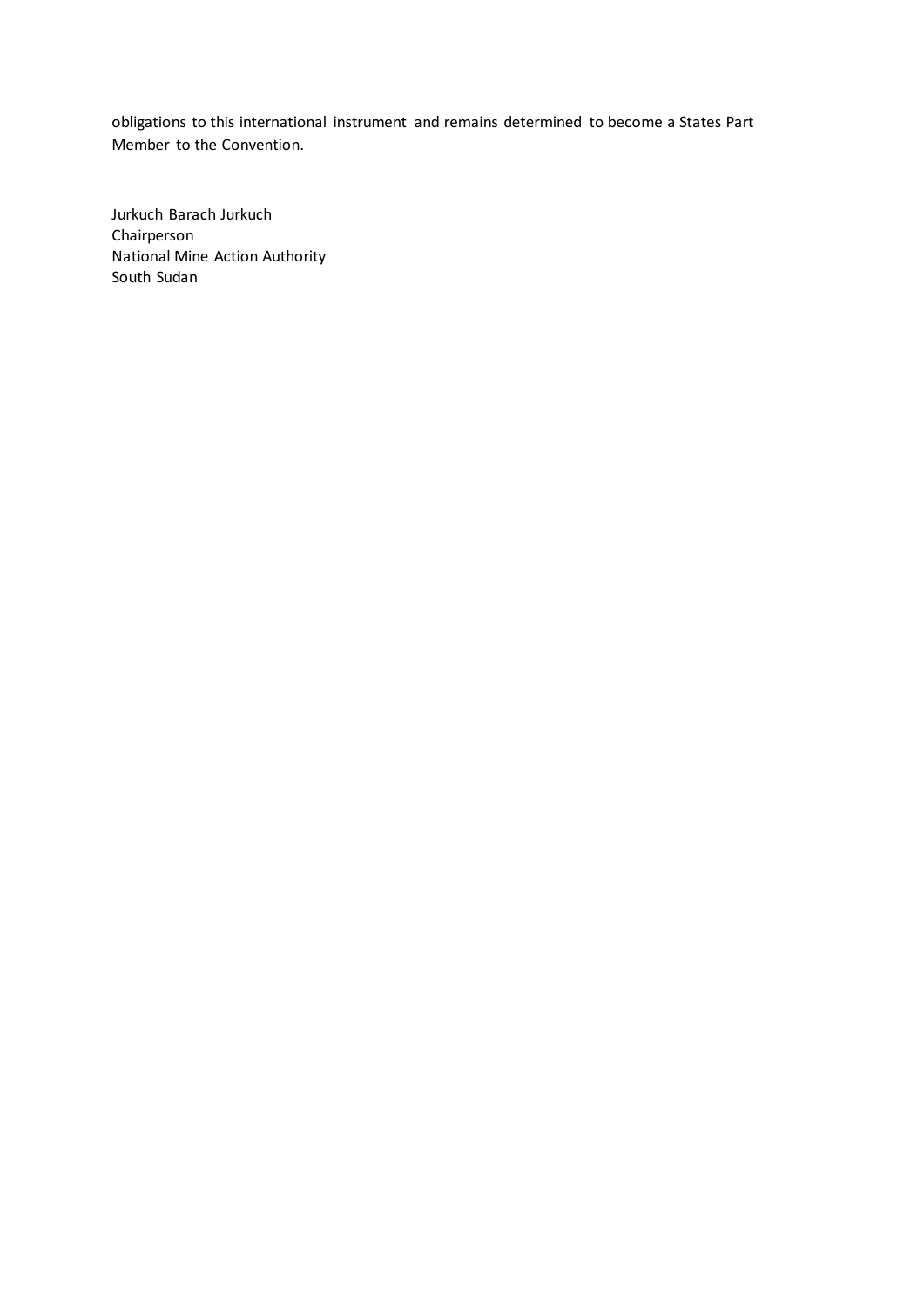obligations to this international instrument and remains determined to become a States Part Member to the Convention.

Jurkuch Barach Jurkuch
Chairperson
National Mine Action Authority
South Sudan